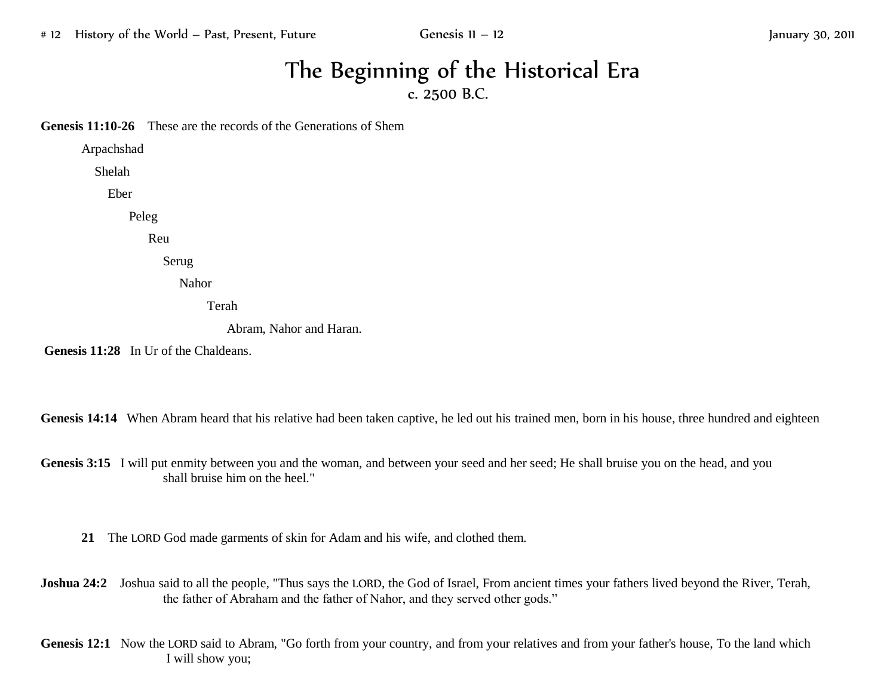# The Beginning of the Historical Era

c. 2500 B.C.

**Genesis 11:10-26** These are the records of the Generations of Shem

- Arpachshad
  - Shelah
    - Eber
      - Peleg
        - Reu
          - Serug
            - Nahor
              - Terah
                - Abram, Nahor and Haran.

**Genesis 11:28** In Ur of the Chaldeans.

**Genesis 14:14** When Abram heard that his relative had been taken captive, he led out his trained men, born in his house, three hundred and eighteen

**Genesis 3:15** I will put enmity between you and the woman, and between your seed and her seed; He shall bruise you on the head, and you shall bruise him on the heel."

**21** The LORD God made garments of skin for Adam and his wife, and clothed them.

**Joshua 24:2** Joshua said to all the people, "Thus says the LORD, the God of Israel, From ancient times your fathers lived beyond the River, Terah, the father of Abraham and the father of Nahor, and they served other gods."

**Genesis 12:1** Now the LORD said to Abram, "Go forth from your country, and from your relatives and from your father's house, To the land which I will show you;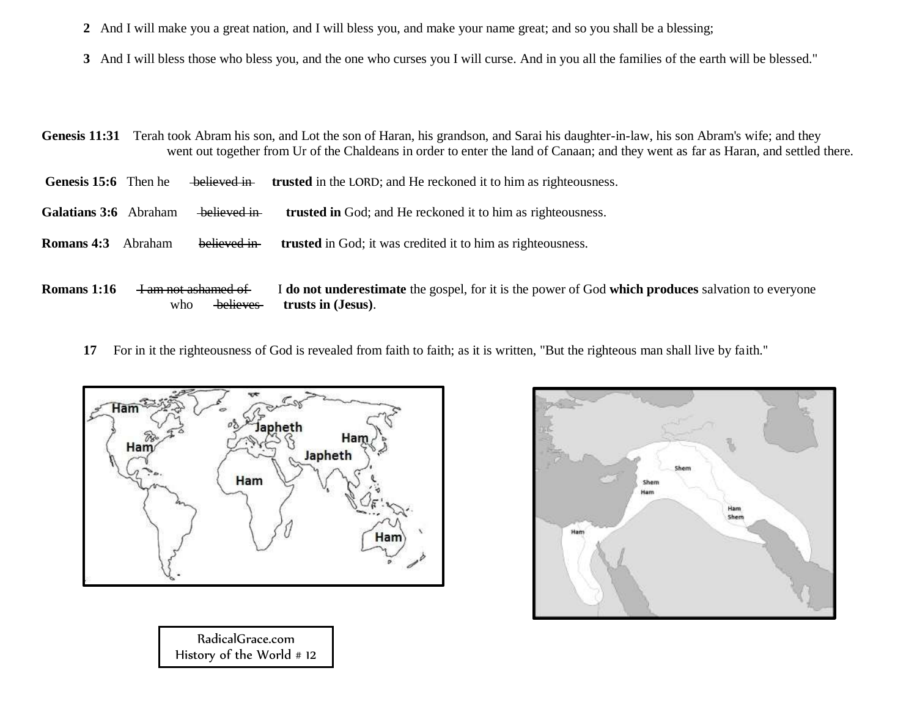**2** And I will make you a great nation, and I will bless you, and make your name great; and so you shall be a blessing;

**3** And I will bless those who bless you, and the one who curses you I will curse. And in you all the families of the earth will be blessed."

**Genesis 11:31** Terah took Abram his son, and Lot the son of Haran, his grandson, and Sarai his daughter-in-law, his son Abram's wife; and they went out together from Ur of the Chaldeans in order to enter the land of Canaan; and they went as far as Haran, and settled there.

**Genesis 15:6** Then he ~~believed in~~ **trusted** in the LORD; and He reckoned it to him as righteousness.

**Galatians 3:6** Abraham ~~believed in~~ **trusted in** God; and He reckoned it to him as righteousness.

**Romans 4:3** Abraham ~~believed in~~ **trusted** in God; it was credited to him as righteousness.

**Romans 1:16** ~~I am not ashamed of~~ I **do not underestimate** the gospel, for it is the power of God **which produces** salvation to everyone who ~~believes~~ **trusts in (Jesus)**.

**17** For in it the righteousness of God is revealed from faith to faith; as it is written, "But the righteous man shall live by faith."

RadicalGrace.com
History of the World # 12